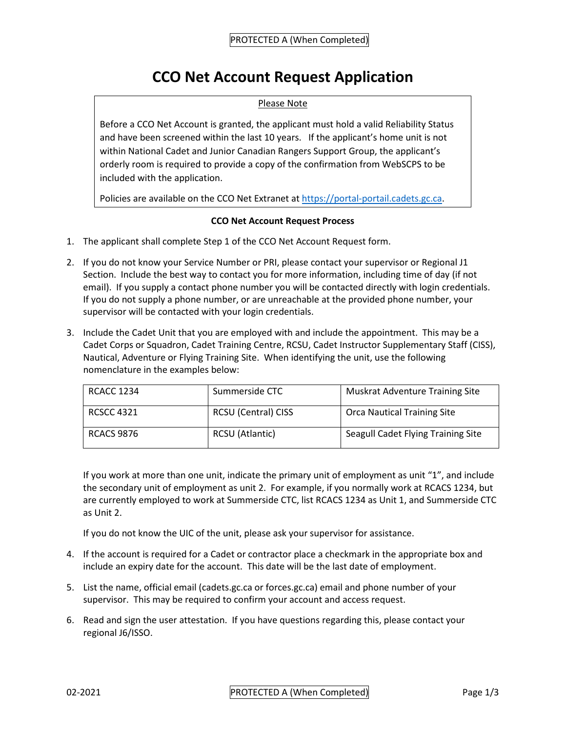PROTECTED A (When Completed)

# CCO Net Account Request Application

**Please Note**

Before a CCO Net Account is granted, the applicant must hold a valid Reliability Status and have been screened within the last 10 years. If the applicant's home unit is not within National Cadet and Junior Canadian Rangers Support Group, the applicant's orderly room is required to provide a copy of the confirmation from WebSCPS to be included with the application.

Policies are available on the CCO Net Extranet at https://portal-portail.cadets.gc.ca.

**CCO Net Account Request Process**

1. The applicant shall complete Step 1 of the CCO Net Account Request form.
2. If you do not know your Service Number or PRI, please contact your supervisor or Regional J1 Section. Include the best way to contact you for more information, including time of day (if not email). If you supply a contact phone number you will be contacted directly with login credentials. If you do not supply a phone number, or are unreachable at the provided phone number, your supervisor will be contacted with your login credentials.
3. Include the Cadet Unit that you are employed with and include the appointment. This may be a Cadet Corps or Squadron, Cadet Training Centre, RCSU, Cadet Instructor Supplementary Staff (CISS), Nautical, Adventure or Flying Training Site. When identifying the unit, use the following nomenclature in the examples below:

   | | | |
   |---|---|---|
   | RCACC 1234 | Summerside CTC | Muskrat Adventure Training Site |
   | RCSCC 4321 | RCSU (Central) CISS | Orca Nautical Training Site |
   | RCACS 9876 | RCSU (Atlantic) | Seagull Cadet Flying Training Site |

   If you work at more than one unit, indicate the primary unit of employment as unit "1", and include the secondary unit of employment as unit 2. For example, if you normally work at RCACS 1234, but are currently employed to work at Summerside CTC, list RCACS 1234 as Unit 1, and Summerside CTC as Unit 2.

   If you do not know the UIC of the unit, please ask your supervisor for assistance.

4. If the account is required for a Cadet or contractor place a checkmark in the appropriate box and include an expiry date for the account. This date will be the last date of employment.
5. List the name, official email (cadets.gc.ca or forces.gc.ca) email and phone number of your supervisor. This may be required to confirm your account and access request.
6. Read and sign the user attestation. If you have questions regarding this, please contact your regional J6/ISSO.

02-2021

PROTECTED A (When Completed)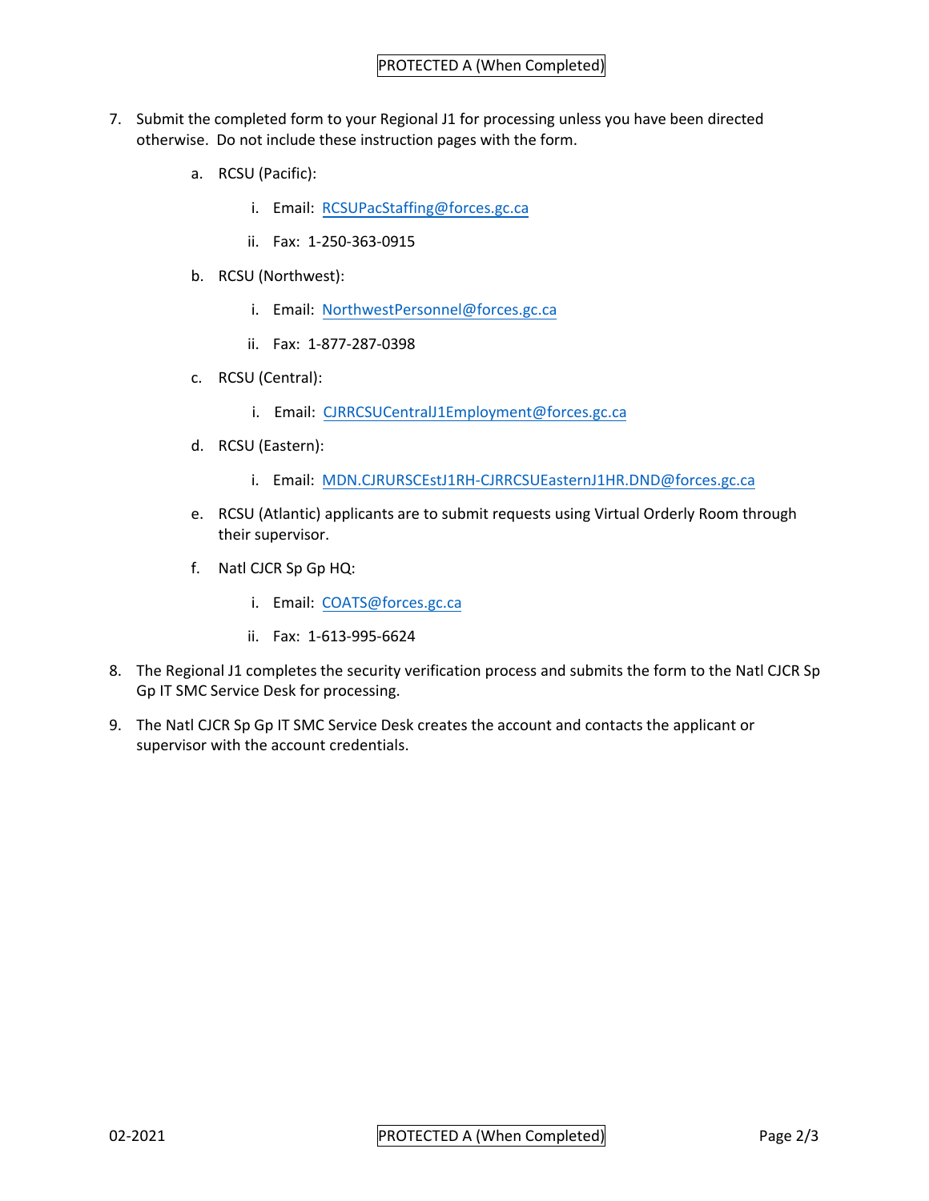7. Submit the completed form to your Regional J1 for processing unless you have been directed otherwise. Do not include these instruction pages with the form.

   a. RCSU (Pacific):

      i. Email: RCSUPacStaffing@forces.gc.ca

      ii. Fax: 1-250-363-0915

   b. RCSU (Northwest):

      i. Email: NorthwestPersonnel@forces.gc.ca

      ii. Fax: 1-877-287-0398

   c. RCSU (Central):

      i. Email: CJRRCSUCentralJ1Employment@forces.gc.ca

   d. RCSU (Eastern):

      i. Email: MDN.CJRURSCEstJ1RH-CJRRCSUEasternJ1HR.DND@forces.gc.ca

   e. RCSU (Atlantic) applicants are to submit requests using Virtual Orderly Room through their supervisor.

   f. Natl CJCR Sp Gp HQ:

      i. Email: COATS@forces.gc.ca

      ii. Fax: 1-613-995-6624

8. The Regional J1 completes the security verification process and submits the form to the Natl CJCR Sp Gp IT SMC Service Desk for processing.

9. The Natl CJCR Sp Gp IT SMC Service Desk creates the account and contacts the applicant or supervisor with the account credentials.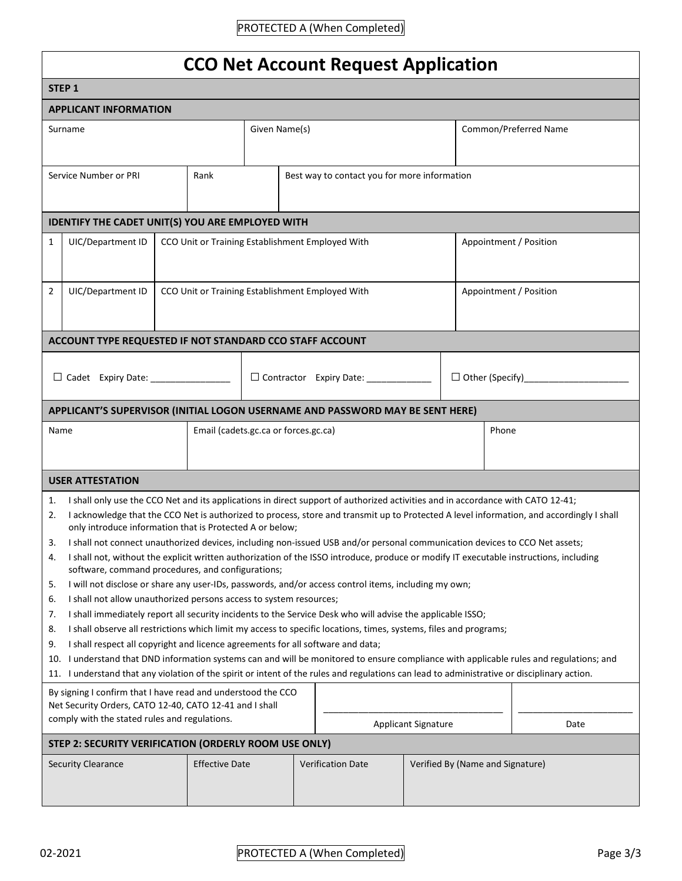PROTECTED A (When Completed)

# CCO Net Account Request Application

## STEP 1

### APPLICANT INFORMATION

| Surname | Given Name(s) | Common/Preferred Name |
|---|---|---|
| | | |

| Service Number or PRI | Rank | Best way to contact you for more information |
|---|---|---|
| | | |

### IDENTIFY THE CADET UNIT(S) YOU ARE EMPLOYED WITH

| # | UIC/Department ID | CCO Unit or Training Establishment Employed With | Appointment / Position |
|---|---|---|---|
| 1 | | | |
| 2 | | | |

### ACCOUNT TYPE REQUESTED IF NOT STANDARD CCO STAFF ACCOUNT

☐ Cadet Expiry Date: ________________

☐ Contractor Expiry Date: _____________

☐ Other (Specify)______________________

### APPLICANT'S SUPERVISOR (INITIAL LOGON USERNAME AND PASSWORD MAY BE SENT HERE)

| Name | Email (cadets.gc.ca or forces.gc.ca) | Phone |
|---|---|---|
| | | |

### USER ATTESTATION

1. I shall only use the CCO Net and its applications in direct support of authorized activities and in accordance with CATO 12-41;
2. I acknowledge that the CCO Net is authorized to process, store and transmit up to Protected A level information, and accordingly I shall only introduce information that is Protected A or below;
3. I shall not connect unauthorized devices, including non-issued USB and/or personal communication devices to CCO Net assets;
4. I shall not, without the explicit written authorization of the ISSO introduce, produce or modify IT executable instructions, including software, command procedures, and configurations;
5. I will not disclose or share any user-IDs, passwords, and/or access control items, including my own;
6. I shall not allow unauthorized persons access to system resources;
7. I shall immediately report all security incidents to the Service Desk who will advise the applicable ISSO;
8. I shall observe all restrictions which limit my access to specific locations, times, systems, files and programs;
9. I shall respect all copyright and licence agreements for all software and data;
10. I understand that DND information systems can and will be monitored to ensure compliance with applicable rules and regulations; and
11. I understand that any violation of the spirit or intent of the rules and regulations can lead to administrative or disciplinary action.

By signing I confirm that I have read and understood the CCO Net Security Orders, CATO 12-40, CATO 12-41 and I shall comply with the stated rules and regulations.

___________________________________ Applicant Signature

_______________________ Date

## STEP 2: SECURITY VERIFICATION (ORDERLY ROOM USE ONLY)

| Security Clearance | Effective Date | Verification Date | Verified By (Name and Signature) |
|---|---|---|---|
| | | | |

02-2021

PROTECTED A (When Completed)